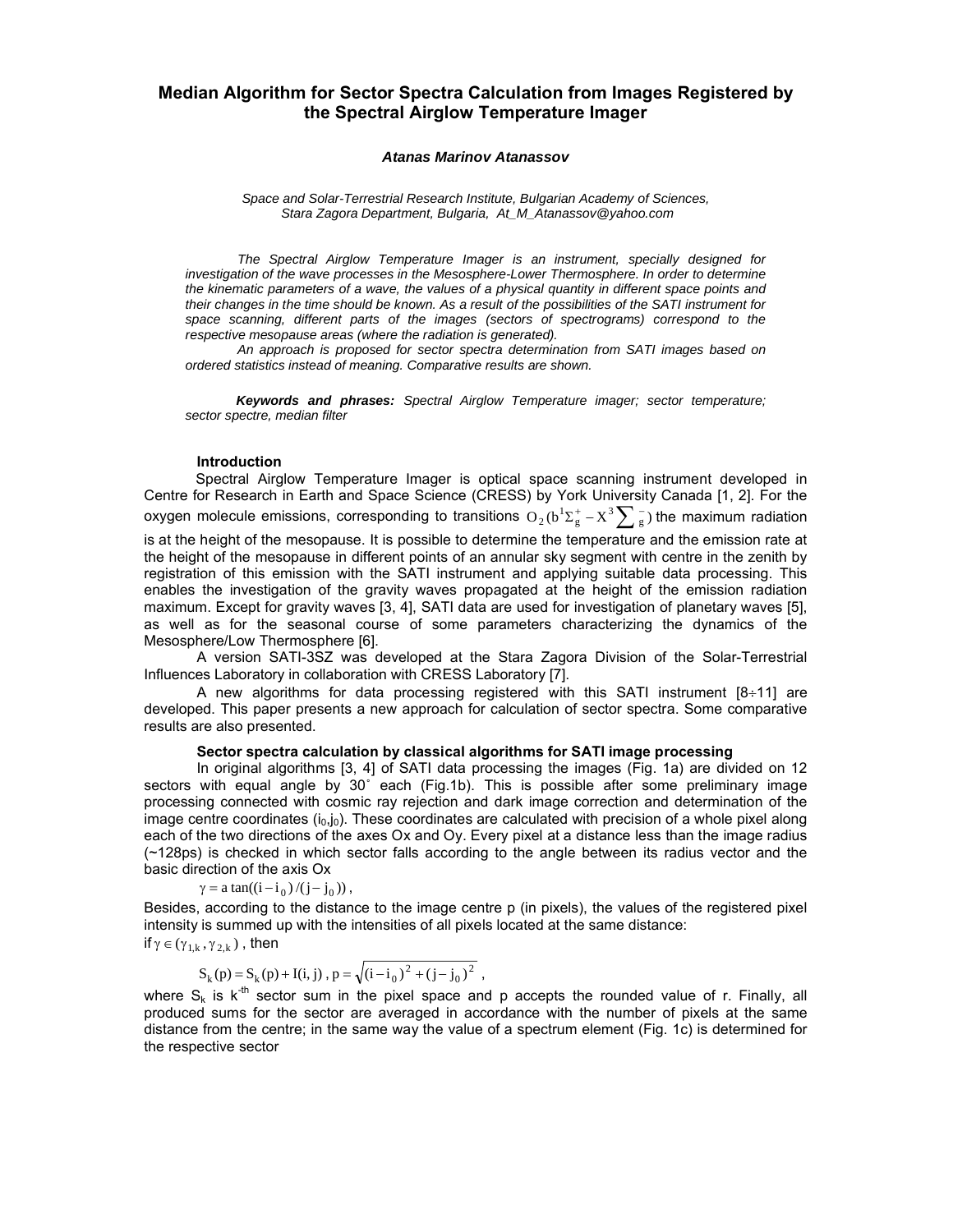# Median Algorithm for Sector Spectra Calculation from Images Registered by the Spectral Airglow Temperature Imager

***Atanas Marinov Atanassov***

*Space and Solar-Terrestrial Research Institute, Bulgarian Academy of Sciences, Stara Zagora Department, Bulgaria, At_M_Atanassov@yahoo.com*

*The Spectral Airglow Temperature Imager is an instrument, specially designed for investigation of the wave processes in the Mesosphere-Lower Thermosphere. In order to determine the kinematic parameters of a wave, the values of a physical quantity in different space points and their changes in the time should be known. As a result of the possibilities of the SATI instrument for space scanning, different parts of the images (sectors of spectrograms) correspond to the respective mesopause areas (where the radiation is generated).*

*An approach is proposed for sector spectra determination from SATI images based on ordered statistics instead of meaning. Comparative results are shown.*

***Keywords and phrases:*** *Spectral Airglow Temperature imager; sector temperature; sector spectre, median filter*

### Introduction

Spectral Airglow Temperature Imager is optical space scanning instrument developed in Centre for Research in Earth and Space Science (CRESS) by York University Canada [1, 2]. For the oxygen molecule emissions, corresponding to transitions $O_2(b^1\Sigma_g^+ - X^3\sum_g^-)$ the maximum radiation is at the height of the mesopause. It is possible to determine the temperature and the emission rate at the height of the mesopause in different points of an annular sky segment with centre in the zenith by registration of this emission with the SATI instrument and applying suitable data processing. This enables the investigation of the gravity waves propagated at the height of the emission radiation maximum. Except for gravity waves [3, 4], SATI data are used for investigation of planetary waves [5], as well as for the seasonal course of some parameters characterizing the dynamics of the Mesosphere/Low Thermosphere [6].

A version SATI-3SZ was developed at the Stara Zagora Division of the Solar-Terrestrial Influences Laboratory in collaboration with CRESS Laboratory [7].

A new algorithms for data processing registered with this SATI instrument [8÷11] are developed. This paper presents a new approach for calculation of sector spectra. Some comparative results are also presented.

### Sector spectra calculation by classical algorithms for SATI image processing

In original algorithms [3, 4] of SATI data processing the images (Fig. 1a) are divided on 12 sectors with equal angle by 30˚ each (Fig.1b). This is possible after some preliminary image processing connected with cosmic ray rejection and dark image correction and determination of the image centre coordinates $(i_0,j_0)$. These coordinates are calculated with precision of a whole pixel along each of the two directions of the axes Ox and Oy. Every pixel at a distance less than the image radius (~128ps) is checked in which sector falls according to the angle between its radius vector and the basic direction of the axis Ox

$$\gamma = a\tan((i - i_0)/(j - j_0)),$$

Besides, according to the distance to the image centre p (in pixels), the values of the registered pixel intensity is summed up with the intensities of all pixels located at the same distance:

if $\gamma \in (\gamma_{1,k}, \gamma_{2,k})$, then

$$S_k(p) = S_k(p) + I(i,j),\ p = \sqrt{(i - i_0)^2 + (j - j_0)^2},$$

where $S_k$ is $k^{-th}$ sector sum in the pixel space and p accepts the rounded value of r. Finally, all produced sums for the sector are averaged in accordance with the number of pixels at the same distance from the centre; in the same way the value of a spectrum element (Fig. 1c) is determined for the respective sector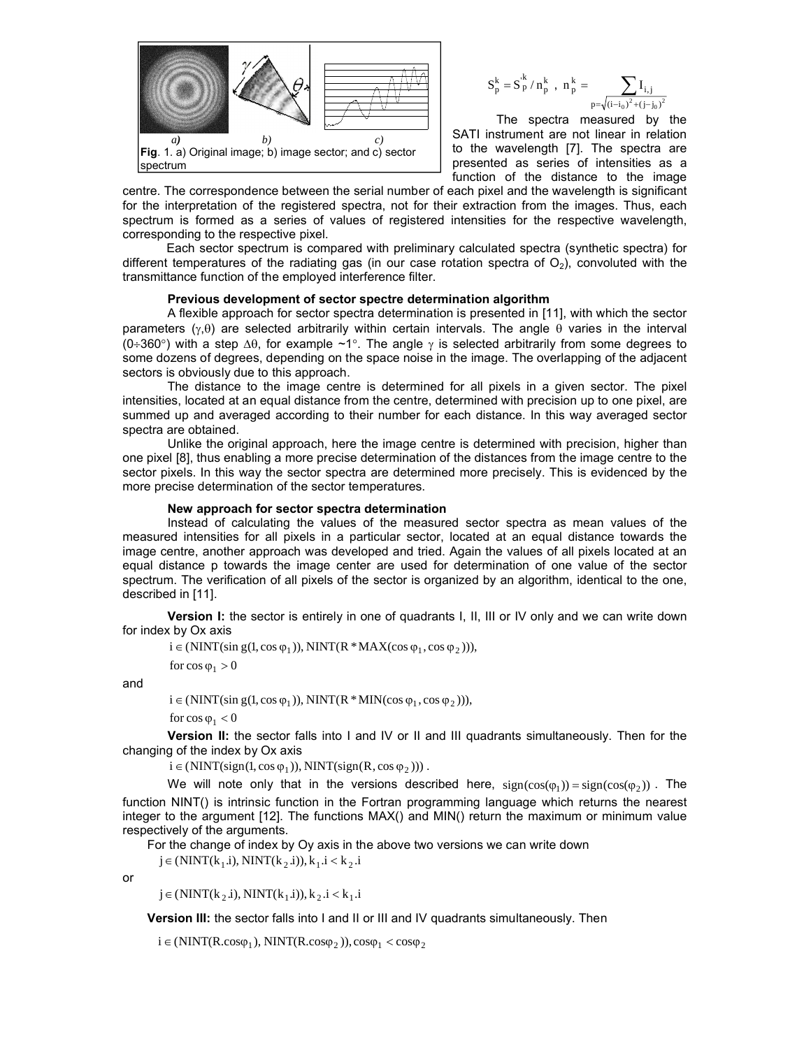**Fig**. 1. a) Original image; b) image sector; and c) sector spectrum

$$S_p^k = S_p^{'k} / n_p^k \;,\; n_p^k = \sum_{p=\sqrt{(i-i_0)^2+(j-j_0)^2}} I_{i,j}$$

The spectra measured by the SATI instrument are not linear in relation to the wavelength [7]. The spectra are presented as series of intensities as a function of the distance to the image centre. The correspondence between the serial number of each pixel and the wavelength is significant for the interpretation of the registered spectra, not for their extraction from the images. Thus, each spectrum is formed as a series of values of registered intensities for the respective wavelength, corresponding to the respective pixel.

Each sector spectrum is compared with preliminary calculated spectra (synthetic spectra) for different temperatures of the radiating gas (in our case rotation spectra of $O_2$), convoluted with the transmittance function of the employed interference filter.

### Previous development of sector spectre determination algorithm

A flexible approach for sector spectra determination is presented in [11], with which the sector parameters ($\gamma$,$\theta$) are selected arbitrarily within certain intervals. The angle $\theta$ varies in the interval (0÷360°) with a step $\Delta\theta$, for example ~1°. The angle $\gamma$ is selected arbitrarily from some degrees to some dozens of degrees, depending on the space noise in the image. The overlapping of the adjacent sectors is obviously due to this approach.

The distance to the image centre is determined for all pixels in a given sector. The pixel intensities, located at an equal distance from the centre, determined with precision up to one pixel, are summed up and averaged according to their number for each distance. In this way averaged sector spectra are obtained.

Unlike the original approach, here the image centre is determined with precision, higher than one pixel [8], thus enabling a more precise determination of the distances from the image centre to the sector pixels. In this way the sector spectra are determined more precisely. This is evidenced by the more precise determination of the sector temperatures.

### New approach for sector spectra determination

Instead of calculating the values of the measured sector spectra as mean values of the measured intensities for all pixels in a particular sector, located at an equal distance towards the image centre, another approach was developed and tried. Again the values of all pixels located at an equal distance p towards the image center are used for determination of one value of the sector spectrum. The verification of all pixels of the sector is organized by an algorithm, identical to the one, described in [11].

**Version I:** the sector is entirely in one of quadrants I, II, III or IV only and we can write down for index by Ox axis

$$i \in (\mathrm{NINT}(\sin g(1, \cos\varphi_1)), \mathrm{NINT}(R * \mathrm{MAX}(\cos\varphi_1, \cos\varphi_2))),$$

$$\text{for } \cos\varphi_1 > 0$$

and

$$i \in (\mathrm{NINT}(\sin g(1, \cos\varphi_1)), \mathrm{NINT}(R * \mathrm{MIN}(\cos\varphi_1, \cos\varphi_2))),$$

$$\text{for } \cos\varphi_1 < 0$$

**Version II:** the sector falls into I and IV or II and III quadrants simultaneously. Then for the changing of the index by Ox axis

$$i \in (\mathrm{NINT}(\mathrm{sign}(1, \cos\varphi_1)), \mathrm{NINT}(\mathrm{sign}(R, \cos\varphi_2))).$$

We will note only that in the versions described here, $\mathrm{sign}(\cos(\varphi_1)) = \mathrm{sign}(\cos(\varphi_2))$ . The function NINT() is intrinsic function in the Fortran programming language which returns the nearest integer to the argument [12]. The functions MAX() and MIN() return the maximum or minimum value respectively of the arguments.

For the change of index by Oy axis in the above two versions we can write down

$$j \in (\mathrm{NINT}(k_1.i), \mathrm{NINT}(k_2.i)), k_1.i < k_2.i$$

or

$$j \in (\mathrm{NINT}(k_2.i), \mathrm{NINT}(k_1.i)), k_2.i < k_1.i$$

**Version III:** the sector falls into I and II or III and IV quadrants simultaneously. Then

$$i \in (\mathrm{NINT}(R.\cos\varphi_1), \mathrm{NINT}(R.\cos\varphi_2)), \cos\varphi_1 < \cos\varphi_2$$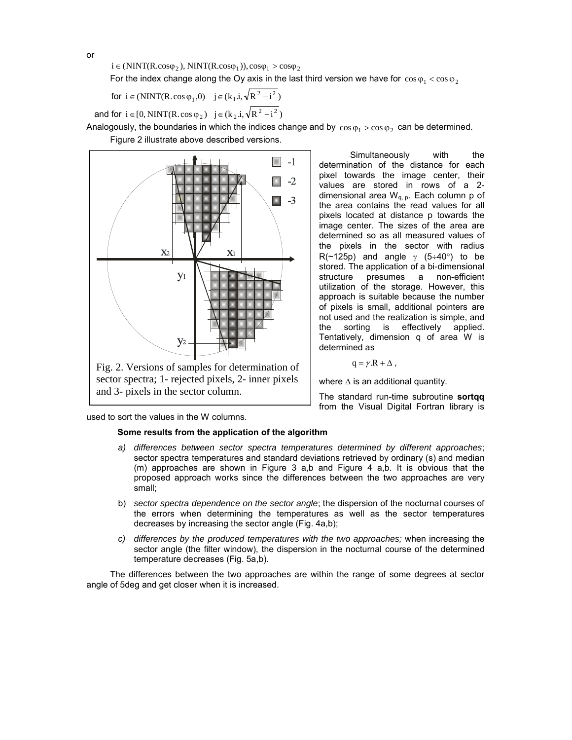or

$$i \in (\mathrm{NINT}(R.\cos\varphi_2), \mathrm{NINT}(R.\cos\varphi_1)), \cos\varphi_1 > \cos\varphi_2$$

For the index change along the Oy axis in the last third version we have for $\cos\varphi_1 < \cos\varphi_2$

for $i \in (\mathrm{NINT}(R.\cos\varphi_1, 0) \quad j \in (k_1.i, \sqrt{R^2 - i^2})$

and for $i \in [0, \mathrm{NINT}(R.\cos\varphi_2) \quad j \in (k_2.i, \sqrt{R^2 - i^2})$

Analogously, the boundaries in which the indices change and by $\cos\varphi_1 > \cos\varphi_2$ can be determined.

Figure 2 illustrate above described versions.

Fig. 2. Versions of samples for determination of sector spectra; 1- rejected pixels, 2- inner pixels and 3- pixels in the sector column.

Simultaneously with the determination of the distance for each pixel towards the image center, their values are stored in rows of a 2-dimensional area $W_{q,p}$. Each column p of the area contains the read values for all pixels located at distance p towards the image center. The sizes of the area are determined so as all measured values of the pixels in the sector with radius R(~125p) and angle $\gamma$ (5÷40°) to be stored. The application of a bi-dimensional structure presumes a non-efficient utilization of the storage. However, this approach is suitable because the number of pixels is small, additional pointers are not used and the realization is simple, and the sorting is effectively applied. Tentatively, dimension q of area W is determined as

$$q = \gamma.R + \Delta,$$

where $\Delta$ is an additional quantity.

The standard run-time subroutine **sortqq** from the Visual Digital Fortran library is used to sort the values in the W columns.

**Some results from the application of the algorithm**

a) *differences between sector spectra temperatures determined by different approaches*; sector spectra temperatures and standard deviations retrieved by ordinary (s) and median (m) approaches are shown in Figure 3 a,b and Figure 4 a,b. It is obvious that the proposed approach works since the differences between the two approaches are very small;

b) *sector spectra dependence on the sector angle*; the dispersion of the nocturnal courses of the errors when determining the temperatures as well as the sector temperatures decreases by increasing the sector angle (Fig. 4a,b);

c) *differences by the produced temperatures with the two approaches;* when increasing the sector angle (the filter window), the dispersion in the nocturnal course of the determined temperature decreases (Fig. 5a,b).

The differences between the two approaches are within the range of some degrees at sector angle of 5deg and get closer when it is increased.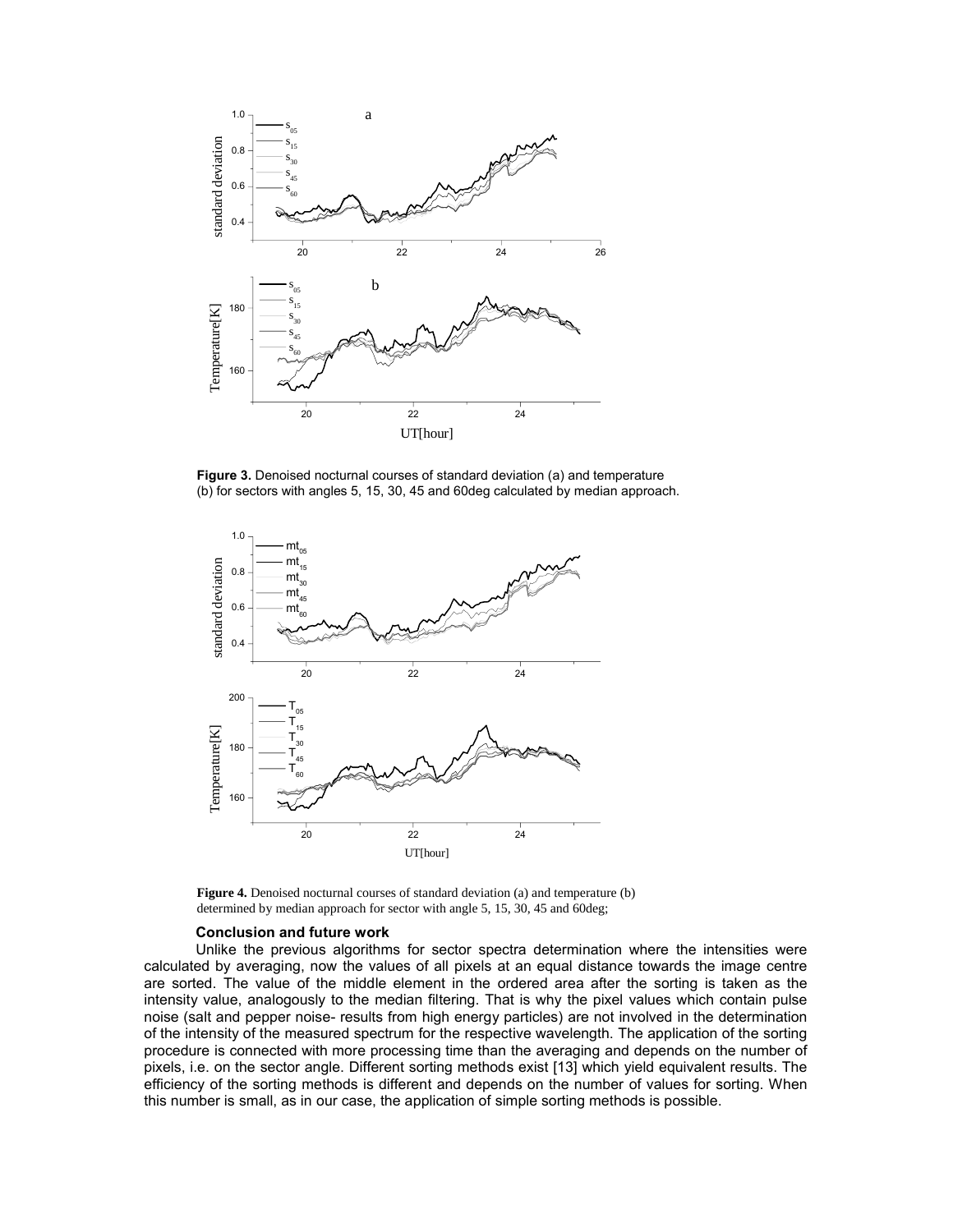**Figure 3.** Denoised nocturnal courses of standard deviation (a) and temperature (b) for sectors with angles 5, 15, 30, 45 and 60deg calculated by median approach.

**Figure 4.** Denoised nocturnal courses of standard deviation (a) and temperature (b) determined by median approach for sector with angle 5, 15, 30, 45 and 60deg;

### Conclusion and future work

Unlike the previous algorithms for sector spectra determination where the intensities were calculated by averaging, now the values of all pixels at an equal distance towards the image centre are sorted. The value of the middle element in the ordered area after the sorting is taken as the intensity value, analogously to the median filtering. That is why the pixel values which contain pulse noise (salt and pepper noise- results from high energy particles) are not involved in the determination of the intensity of the measured spectrum for the respective wavelength. The application of the sorting procedure is connected with more processing time than the averaging and depends on the number of pixels, i.e. on the sector angle. Different sorting methods exist [13] which yield equivalent results. The efficiency of the sorting methods is different and depends on the number of values for sorting. When this number is small, as in our case, the application of simple sorting methods is possible.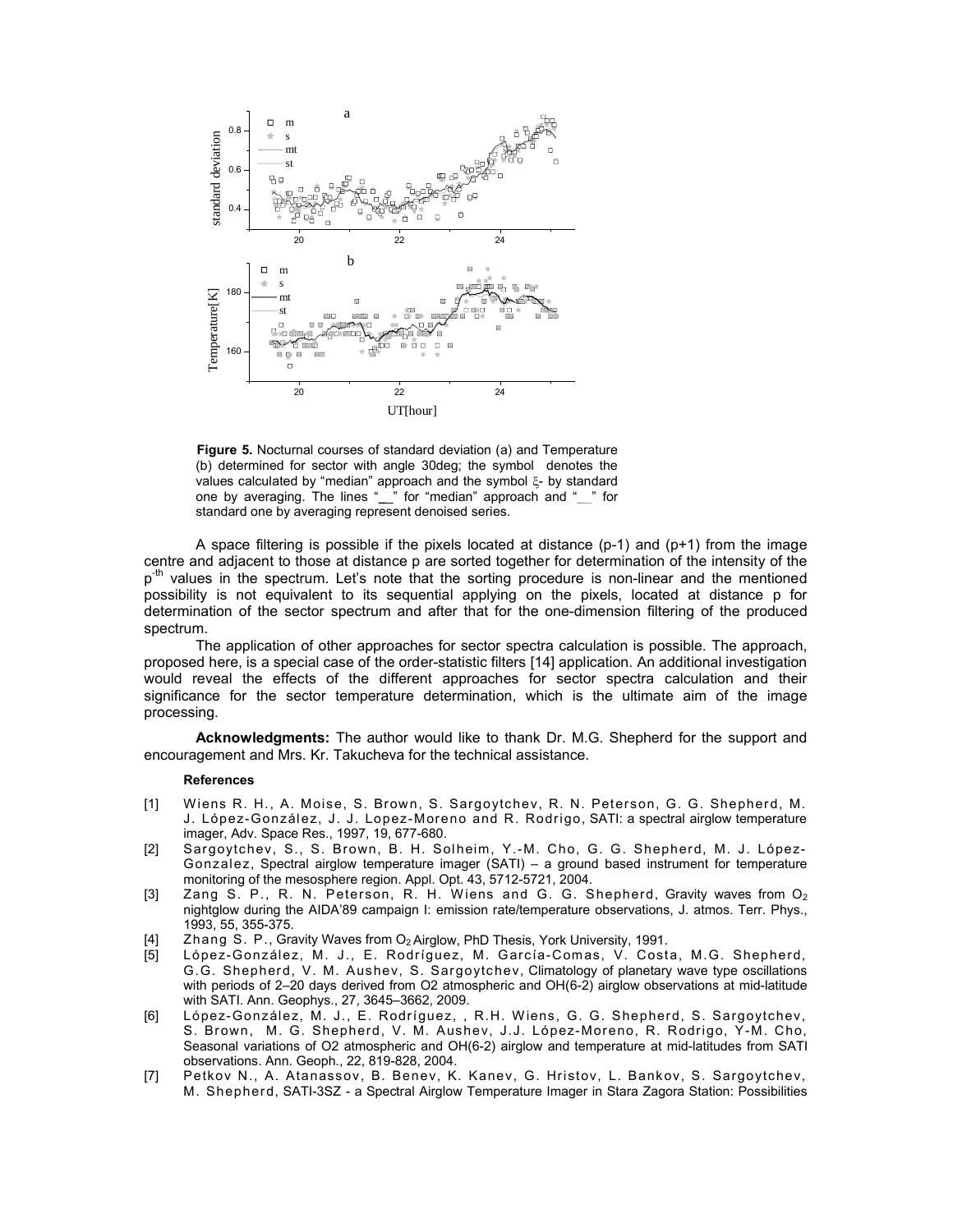**Figure 5.** Nocturnal courses of standard deviation (a) and Temperature (b) determined for sector with angle 30deg; the symbol denotes the values calculated by "median" approach and the symbol ξ- by standard one by averaging. The lines "__" for "median" approach and "__" for standard one by averaging represent denoised series.

A space filtering is possible if the pixels located at distance (p-1) and (p+1) from the image centre and adjacent to those at distance p are sorted together for determination of the intensity of the $p^{-th}$ values in the spectrum. Let's note that the sorting procedure is non-linear and the mentioned possibility is not equivalent to its sequential applying on the pixels, located at distance p for determination of the sector spectrum and after that for the one-dimension filtering of the produced spectrum.

The application of other approaches for sector spectra calculation is possible. The approach, proposed here, is a special case of the order-statistic filters [14] application. An additional investigation would reveal the effects of the different approaches for sector spectra calculation and their significance for the sector temperature determination, which is the ultimate aim of the image processing.

**Acknowledgments:** The author would like to thank Dr. M.G. Shepherd for the support and encouragement and Mrs. Kr. Takucheva for the technical assistance.

#### References

[1] Wiens R. H., A. Moise, S. Brown, S. Sargoytchev, R. N. Peterson, G. G. Shepherd, M. J. López-González, J. J. Lopez-Moreno and R. Rodrigo, SATI: a spectral airglow temperature imager, Adv. Space Res., 1997, 19, 677-680.

[2] Sargoytchev, S., S. Brown, B. H. Solheim, Y.-M. Cho, G. G. Shepherd, M. J. López-Gonzalez, Spectral airglow temperature imager (SATI) – a ground based instrument for temperature monitoring of the mesosphere region. Appl. Opt. 43, 5712-5721, 2004.

[3] Zang S. P., R. N. Peterson, R. H. Wiens and G. G. Shepherd, Gravity waves from $O_2$ nightglow during the AIDA'89 campaign I: emission rate/temperature observations, J. atmos. Terr. Phys., 1993, 55, 355-375.

[4] Zhang S. P., Gravity Waves from $O_2$ Airglow, PhD Thesis, York University, 1991.

[5] López-González, M. J., E. Rodríguez, M. García-Comas, V. Costa, M.G. Shepherd, G.G. Shepherd, V. M. Aushev, S. Sargoytchev, Climatology of planetary wave type oscillations with periods of 2–20 days derived from O2 atmospheric and OH(6-2) airglow observations at mid-latitude with SATI. Ann. Geophys., 27, 3645–3662, 2009.

[6] López-González, M. J., E. Rodríguez, , R.H. Wiens, G. G. Shepherd, S. Sargoytchev, S. Brown, M. G. Shepherd, V. M. Aushev, J.J. López-Moreno, R. Rodrigo, Y-M. Cho, Seasonal variations of O2 atmospheric and OH(6-2) airglow and temperature at mid-latitudes from SATI observations. Ann. Geoph., 22, 819-828, 2004.

[7] Petkov N., A. Atanassov, B. Benev, K. Kanev, G. Hristov, L. Bankov, S. Sargoytchev, M. Shepherd, SATI-3SZ - a Spectral Airglow Temperature Imager in Stara Zagora Station: Possibilities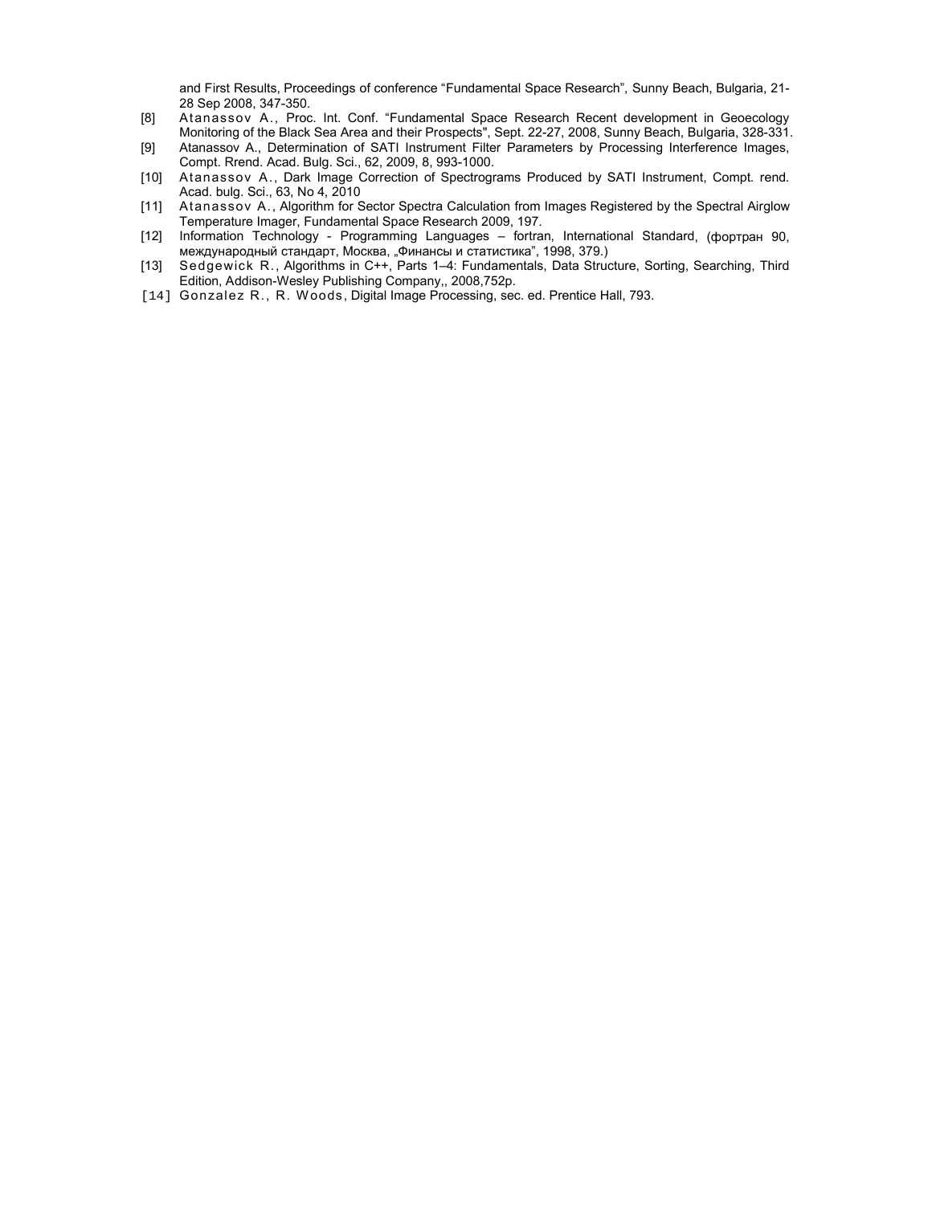and First Results, Proceedings of conference "Fundamental Space Research", Sunny Beach, Bulgaria, 21-28 Sep 2008, 347-350.

[8] Atanassov A., Proc. Int. Conf. "Fundamental Space Research Recent development in Geoecology Monitoring of the Black Sea Area and their Prospects", Sept. 22-27, 2008, Sunny Beach, Bulgaria, 328-331.

[9] Atanassov A., Determination of SATI Instrument Filter Parameters by Processing Interference Images, Compt. Rrend. Acad. Bulg. Sci., 62, 2009, 8, 993-1000.

[10] Atanassov A., Dark Image Correction of Spectrograms Produced by SATI Instrument, Compt. rend. Acad. bulg. Sci., 63, No 4, 2010

[11] Atanassov A., Algorithm for Sector Spectra Calculation from Images Registered by the Spectral Airglow Temperature Imager, Fundamental Space Research 2009, 197.

[12] Information Technology - Programming Languages – fortran, International Standard, (фортран 90, международный стандарт, Москва, „Финансы и статистика", 1998, 379.)

[13] Sedgewick R., Algorithms in C++, Parts 1–4: Fundamentals, Data Structure, Sorting, Searching, Third Edition, Addison-Wesley Publishing Company,, 2008,752p.

[14] Gonzalez R., R. Woods, Digital Image Processing, sec. ed. Prentice Hall, 793.